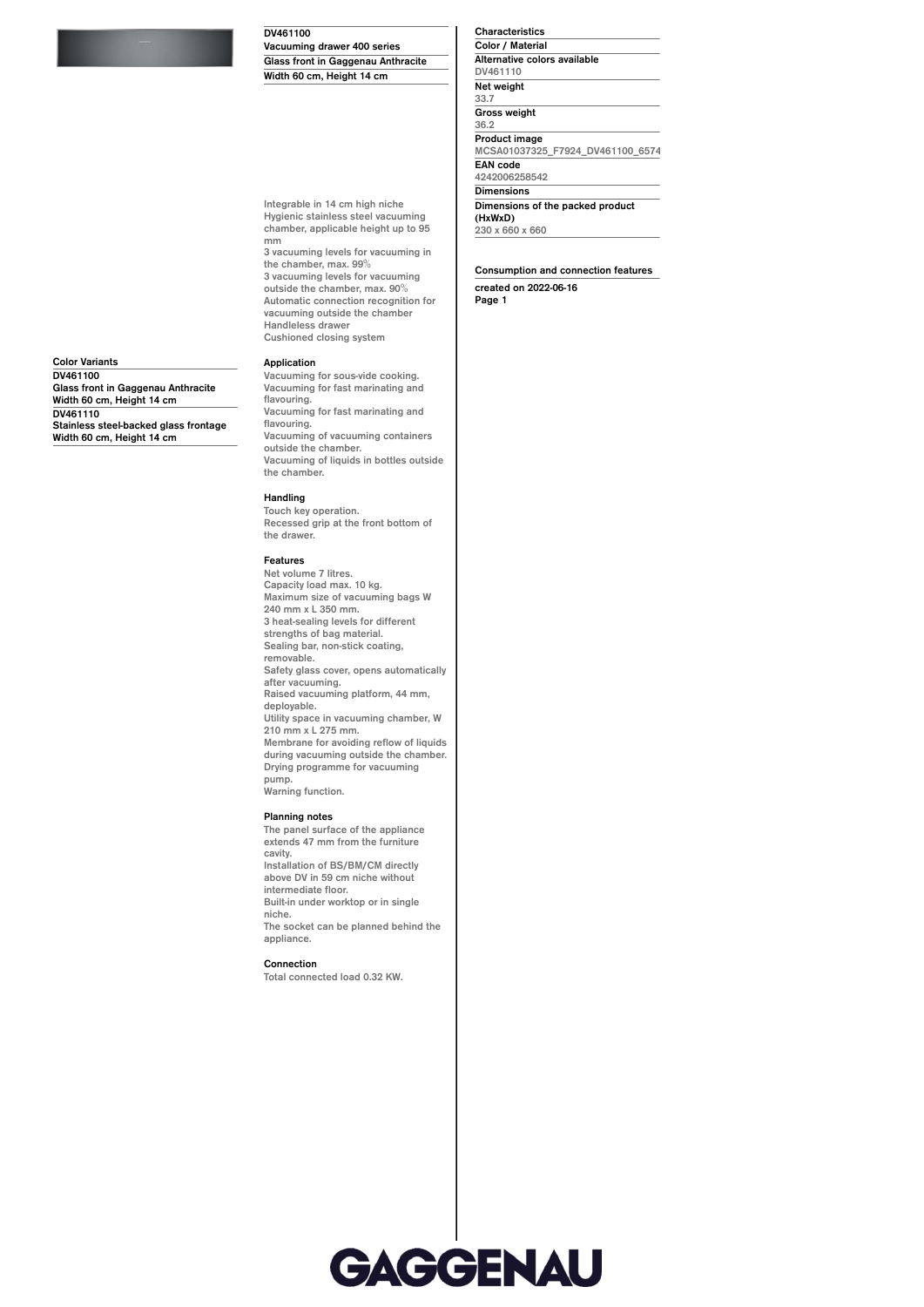## DV461100

**Vacuuming drawer 400 series**

**Glass front in Gaggenau Anthracite**

**Width 60 cm, Height 14 cm**

Integrable in 14 cm high niche
Hygienic stainless steel vacuuming chamber, applicable height up to 95 mm
3 vacuuming levels for vacuuming in the chamber, max. 99%
3 vacuuming levels for vacuuming outside the chamber, max. 90%
Automatic connection recognition for vacuuming outside the chamber
Handleless drawer
Cushioned closing system

### Color Variants

**DV461100**
Glass front in Gaggenau Anthracite
Width 60 cm, Height 14 cm

**DV461110**
Stainless steel-backed glass frontage
Width 60 cm, Height 14 cm

### Application

Vacuuming for sous-vide cooking.
Vacuuming for fast marinating and flavouring.
Vacuuming for fast marinating and flavouring.
Vacuuming of vacuuming containers outside the chamber.
Vacuuming of liquids in bottles outside the chamber.

### Handling

Touch key operation.
Recessed grip at the front bottom of the drawer.

### Features

Net volume 7 litres.
Capacity load max. 10 kg.
Maximum size of vacuuming bags W 240 mm x L 350 mm.
3 heat-sealing levels for different strengths of bag material.
Sealing bar, non-stick coating, removable.
Safety glass cover, opens automatically after vacuuming.
Raised vacuuming platform, 44 mm, deployable.
Utility space in vacuuming chamber, W 210 mm x L 275 mm.
Membrane for avoiding reflow of liquids during vacuuming outside the chamber.
Drying programme for vacuuming pump.
Warning function.

### Planning notes

The panel surface of the appliance extends 47 mm from the furniture cavity.
Installation of BS/BM/CM directly above DV in 59 cm niche without intermediate floor.
Built-in under worktop or in single niche.
The socket can be planned behind the appliance.

### Connection

Total connected load 0.32 KW.

### Characteristics

**Color / Material**

**Alternative colors available**
DV461110

**Net weight**
33.7

**Gross weight**
36.2

**Product image**
MCSA01037325_F7924_DV461100_6574

**EAN code**
4242006258542

**Dimensions**

**Dimensions of the packed product (HxWxD)**
230 x 660 x 660

### Consumption and connection features

**created on 2022-06-16**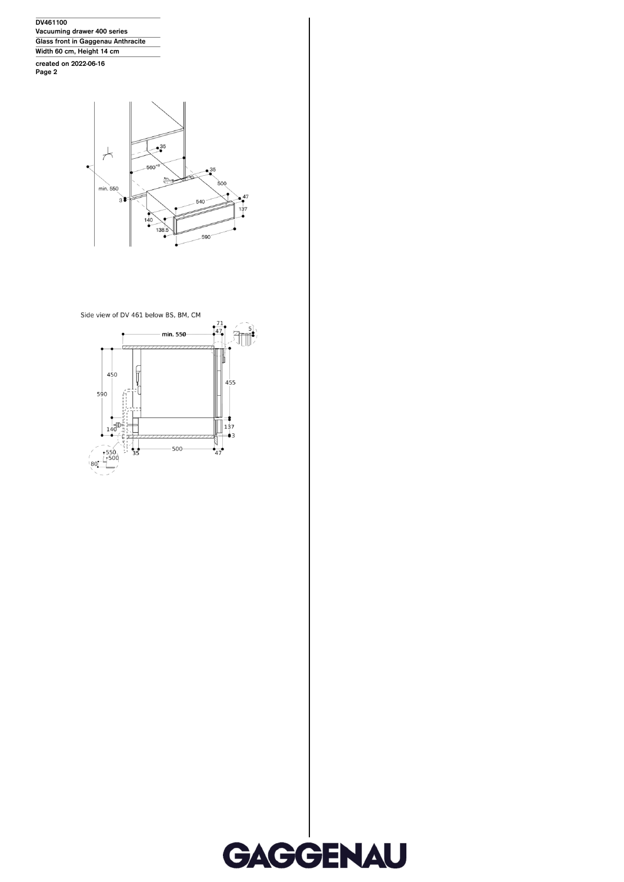DV461100
Vacuuming drawer 400 series
Glass front in Gaggenau Anthracite
Width 60 cm, Height 14 cm

created on 2022-06-16

35
560 +8
35
500
min. 550
47
3
540
137
140
138.5
590

Side view of DV 461 below BS, BM, CM

71
47
5
min. 550
450
455
590
140
137
3
550
500
35
500
47
80